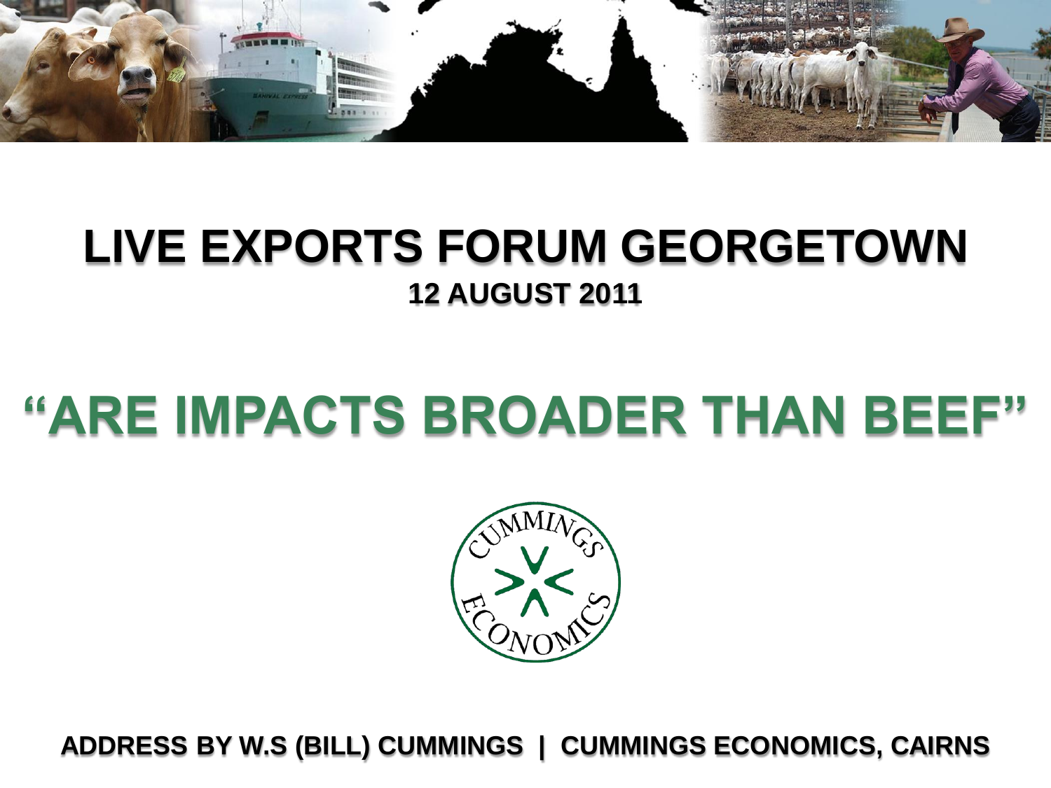# LIVE EXPORTS FORUM GEORGETOWN

**12 AUGUST 2011**

## "ARE IMPACTS BROADER THAN BEEF"

CUMMINGS ECONOMICS

**ADDRESS BY W.S (BILL) CUMMINGS | CUMMINGS ECONOMICS, CAIRNS**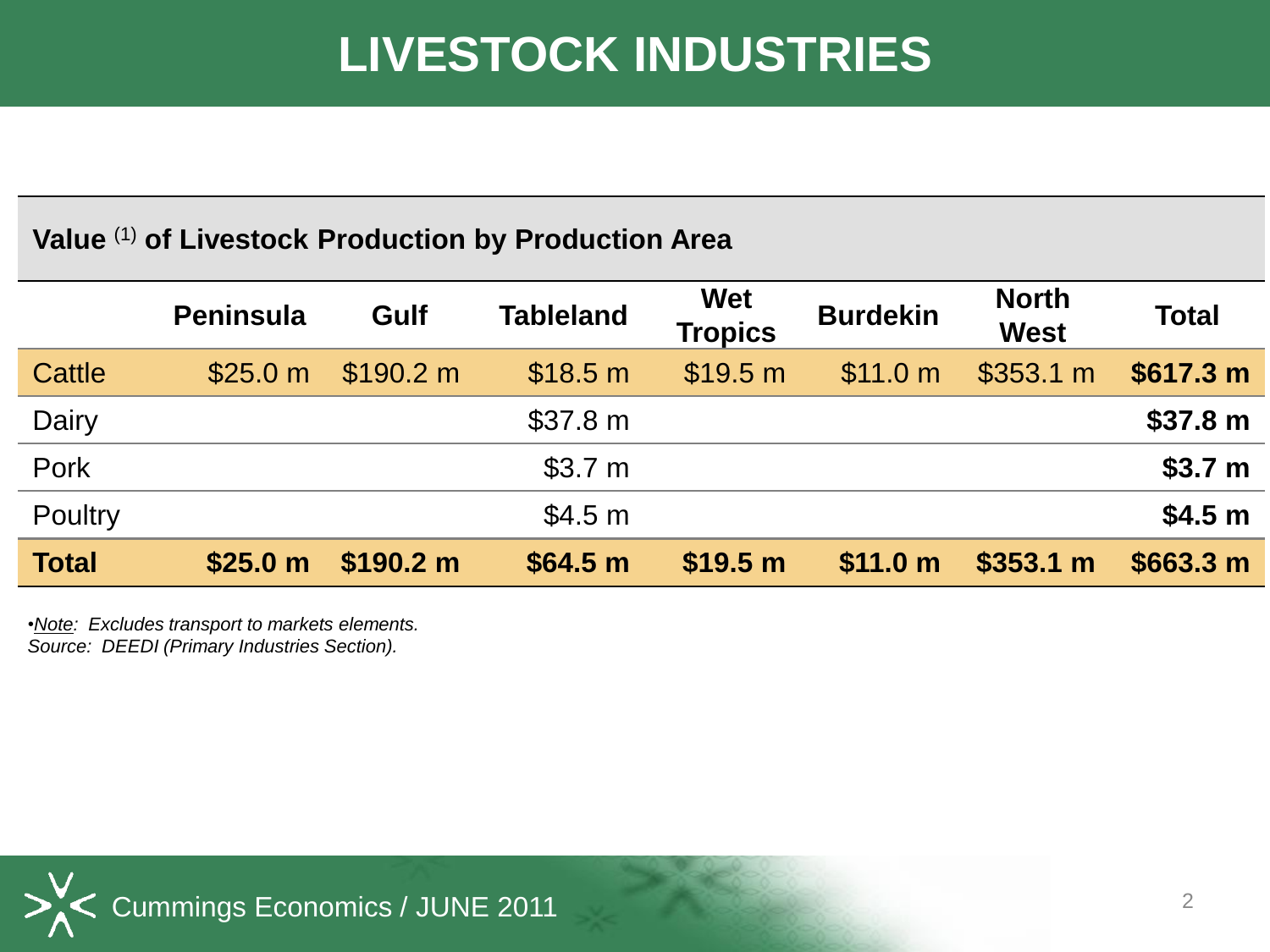# LIVESTOCK INDUSTRIES

**Value [1] of Livestock Production by Production Area**

| | Peninsula | Gulf | Tableland | Wet Tropics | Burdekin | North West | Total |
|---|---|---|---|---|---|---|---|
| Cattle | $25.0 m | $190.2 m | $18.5 m | $19.5 m | $11.0 m | $353.1 m | **$617.3 m** |
| Dairy | | | $37.8 m | | | | **$37.8 m** |
| Pork | | | $3.7 m | | | | **$3.7 m** |
| Poultry | | | $4.5 m | | | | **$4.5 m** |
| **Total** | **$25.0 m** | **$190.2 m** | **$64.5 m** | **$19.5 m** | **$11.0 m** | **$353.1 m** | **$663.3 m** |

*•Note: Excludes transport to markets elements.*
*Source: DEEDI (Primary Industries Section).*

Cummings Economics / JUNE 2011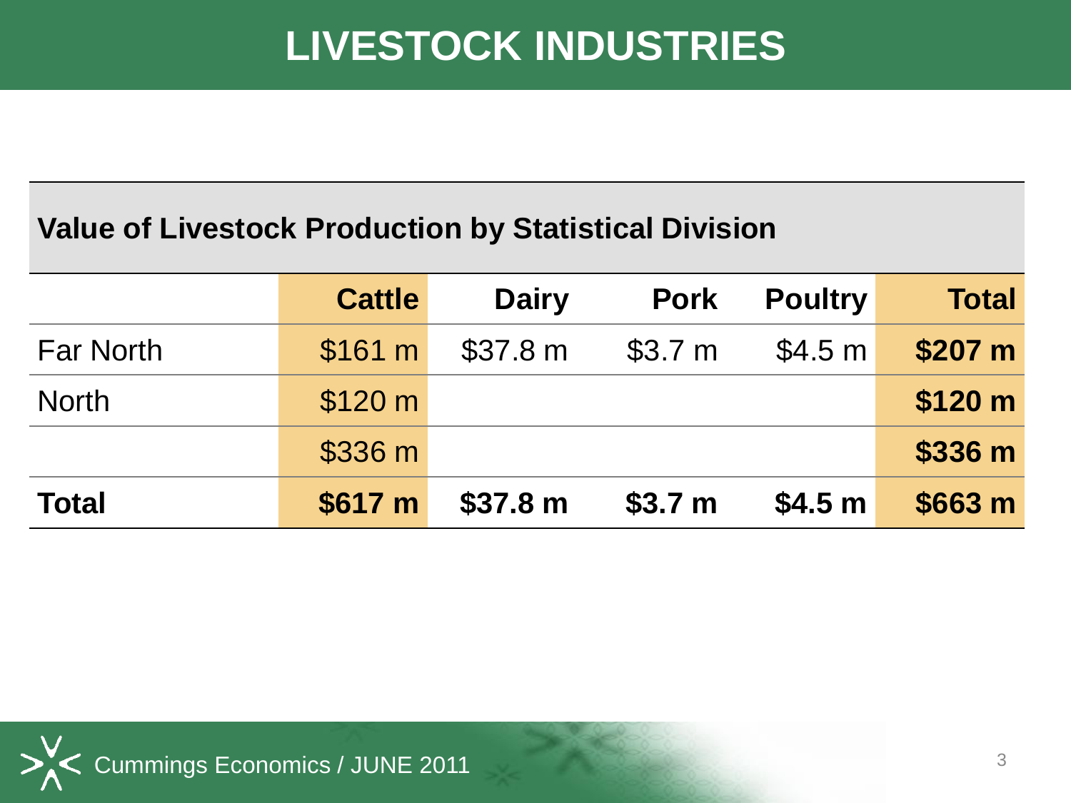# LIVESTOCK INDUSTRIES

**Value of Livestock Production by Statistical Division**

| | Cattle | Dairy | Pork | Poultry | Total |
|---|---|---|---|---|---|
| Far North | $161 m | $37.8 m | $3.7 m | $4.5 m | **$207 m** |
| North | $120 m | | | | **$120 m** |
| | $336 m | | | | **$336 m** |
| **Total** | **$617 m** | **$37.8 m** | **$3.7 m** | **$4.5 m** | **$663 m** |

Cummings Economics / JUNE 2011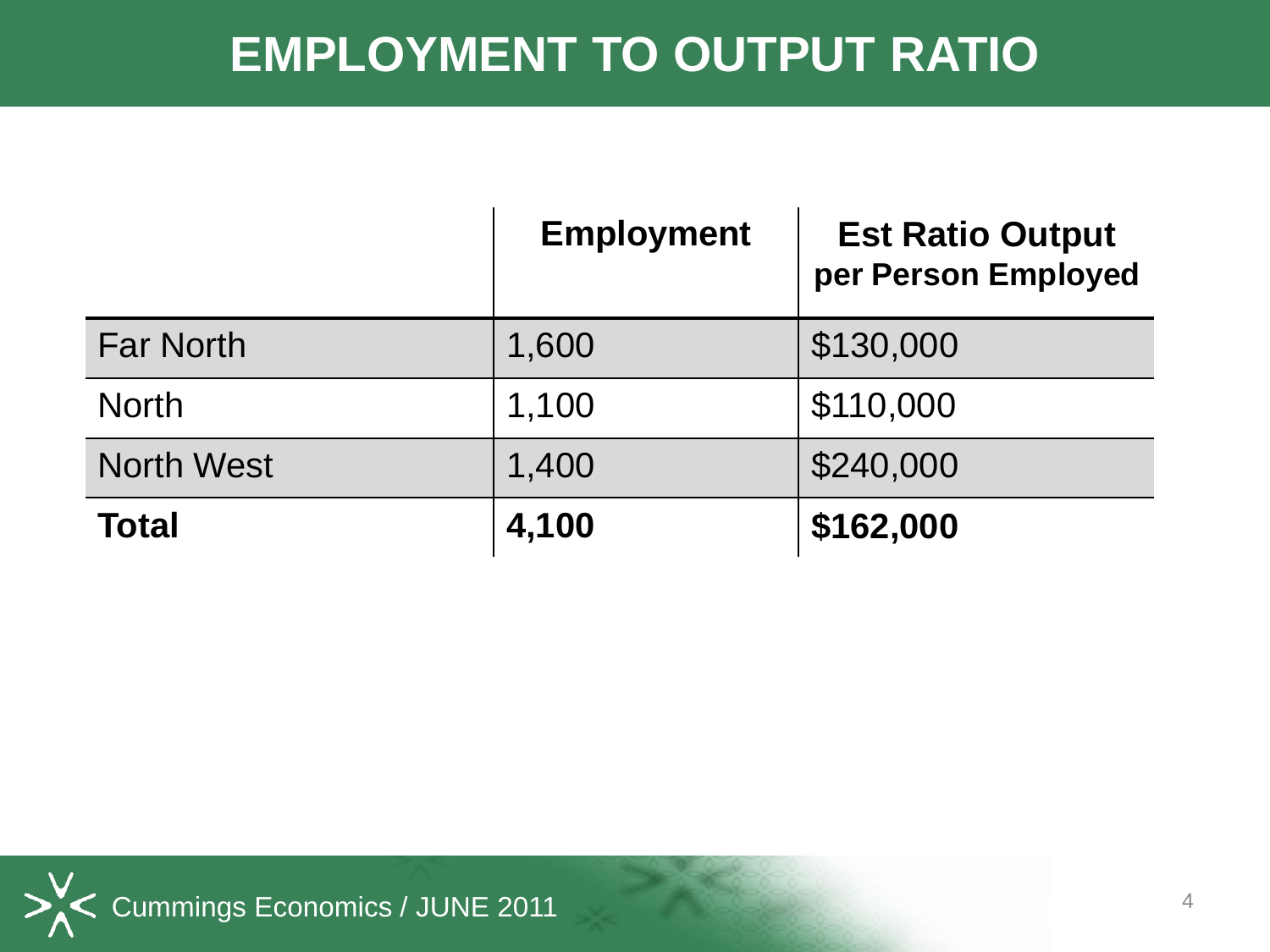# EMPLOYMENT TO OUTPUT RATIO

| | Employment | Est Ratio Output per Person Employed |
|---|---|---|
| Far North | 1,600 | $130,000 |
| North | 1,100 | $110,000 |
| North West | 1,400 | $240,000 |
| **Total** | **4,100** | **$162,000** |

Cummings Economics / JUNE 2011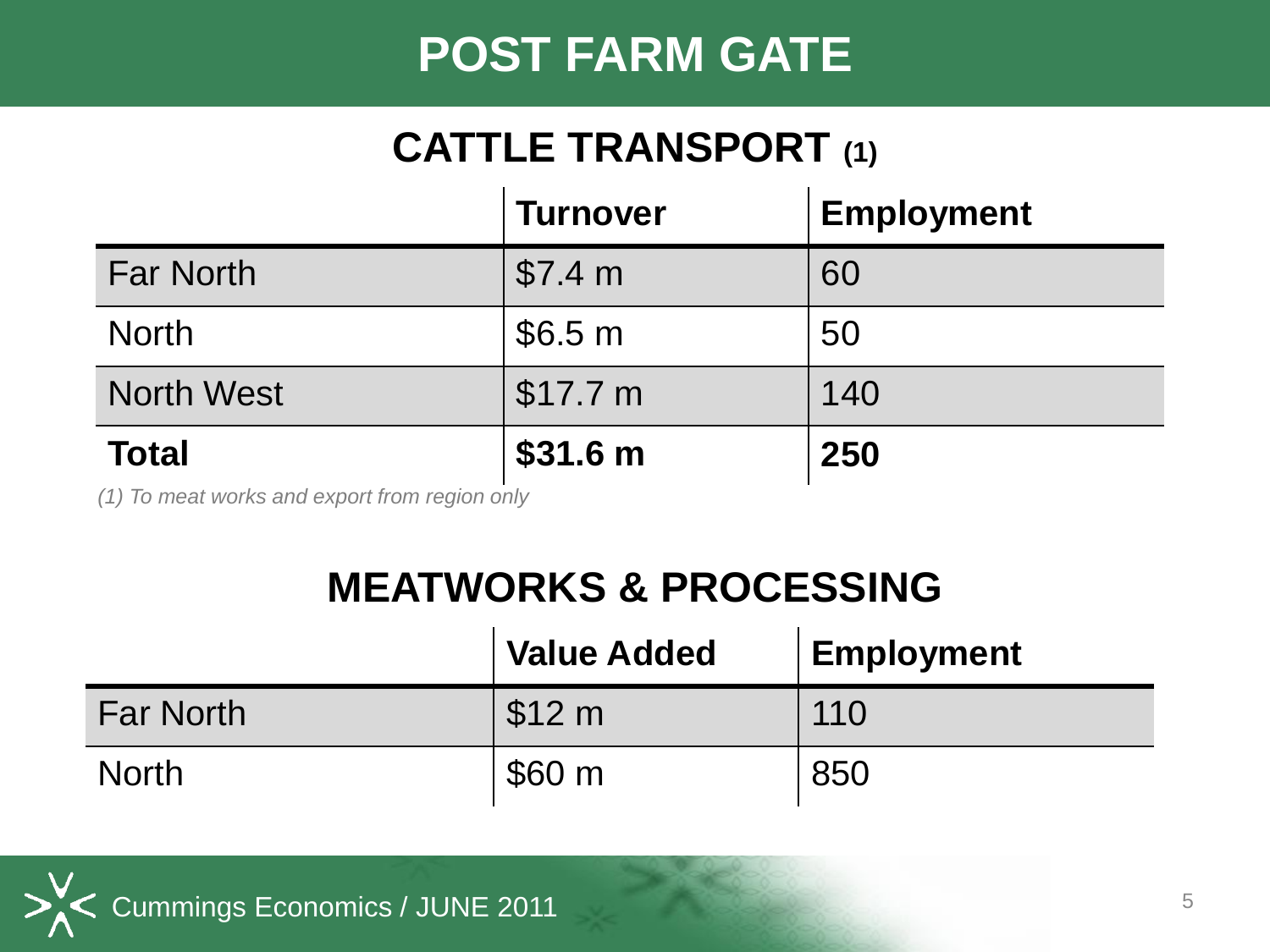# POST FARM GATE

## CATTLE TRANSPORT (1)

| | Turnover | Employment |
|---|---|---|
| Far North | $7.4 m | 60 |
| North | $6.5 m | 50 |
| North West | $17.7 m | 140 |
| **Total** | **$31.6 m** | **250** |

*(1) To meat works and export from region only*

## MEATWORKS & PROCESSING

| | Value Added | Employment |
|---|---|---|
| Far North | $12 m | 110 |
| North | $60 m | 850 |

Cummings Economics / JUNE 2011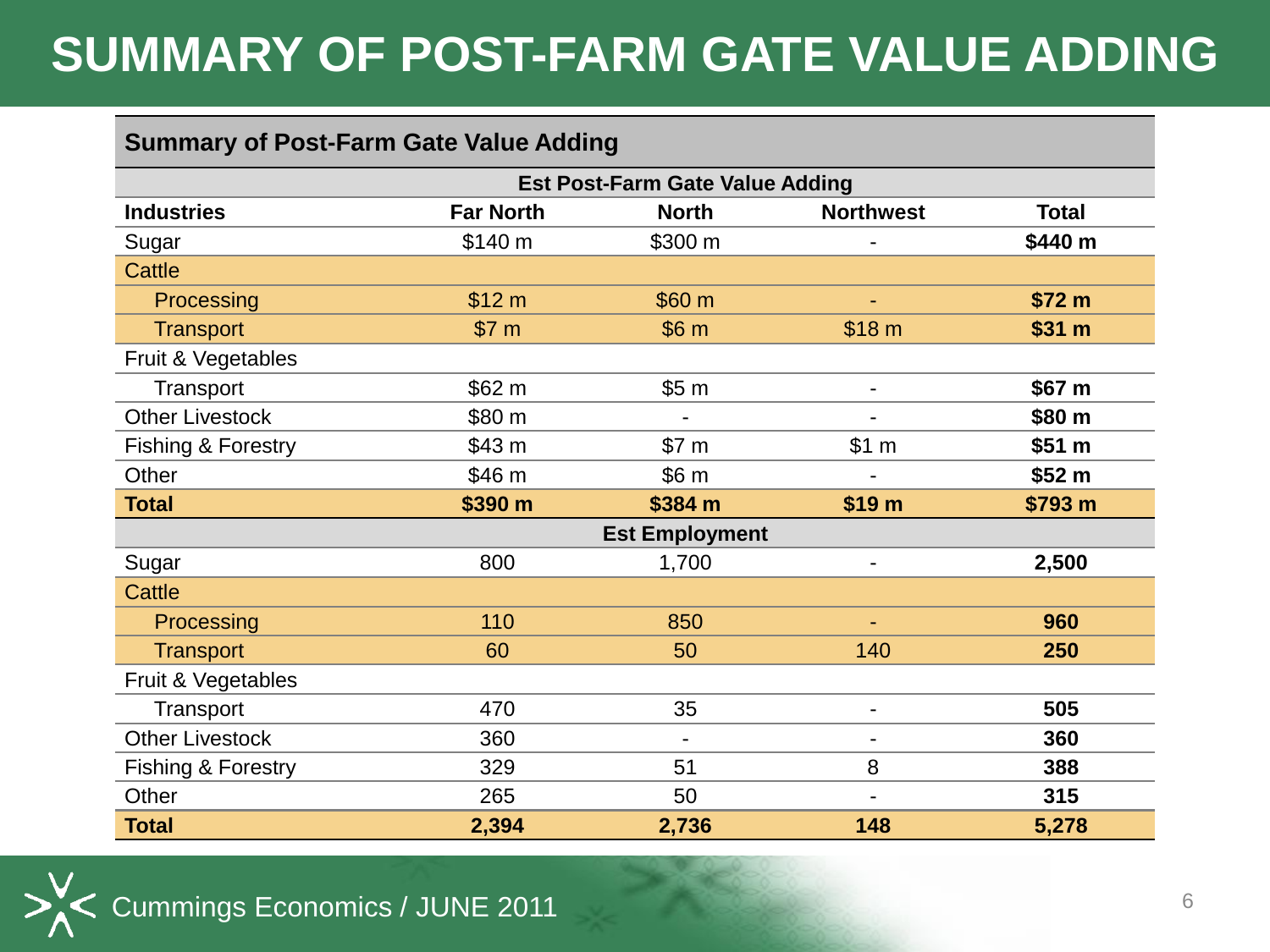# SUMMARY OF POST-FARM GATE VALUE ADDING

| Summary of Post-Farm Gate Value Adding | | | | |
|---|---|---|---|---|
| | **Est Post-Farm Gate Value Adding** | | | |
| **Industries** | **Far North** | **North** | **Northwest** | **Total** |
| Sugar | $140 m | $300 m | - | **$440 m** |
| Cattle | | | | |
| Processing | $12 m | $60 m | - | **$72 m** |
| Transport | $7 m | $6 m | $18 m | **$31 m** |
| Fruit & Vegetables | | | | |
| Transport | $62 m | $5 m | - | **$67 m** |
| Other Livestock | $80 m | - | - | **$80 m** |
| Fishing & Forestry | $43 m | $7 m | $1 m | **$51 m** |
| Other | $46 m | $6 m | - | **$52 m** |
| **Total** | **$390 m** | **$384 m** | **$19 m** | **$793 m** |
| | **Est Employment** | | | |
| Sugar | 800 | 1,700 | - | **2,500** |
| Cattle | | | | |
| Processing | 110 | 850 | - | **960** |
| Transport | 60 | 50 | 140 | **250** |
| Fruit & Vegetables | | | | |
| Transport | 470 | 35 | - | **505** |
| Other Livestock | 360 | - | - | **360** |
| Fishing & Forestry | 329 | 51 | 8 | **388** |
| Other | 265 | 50 | - | **315** |
| **Total** | **2,394** | **2,736** | **148** | **5,278** |

Cummings Economics / JUNE 2011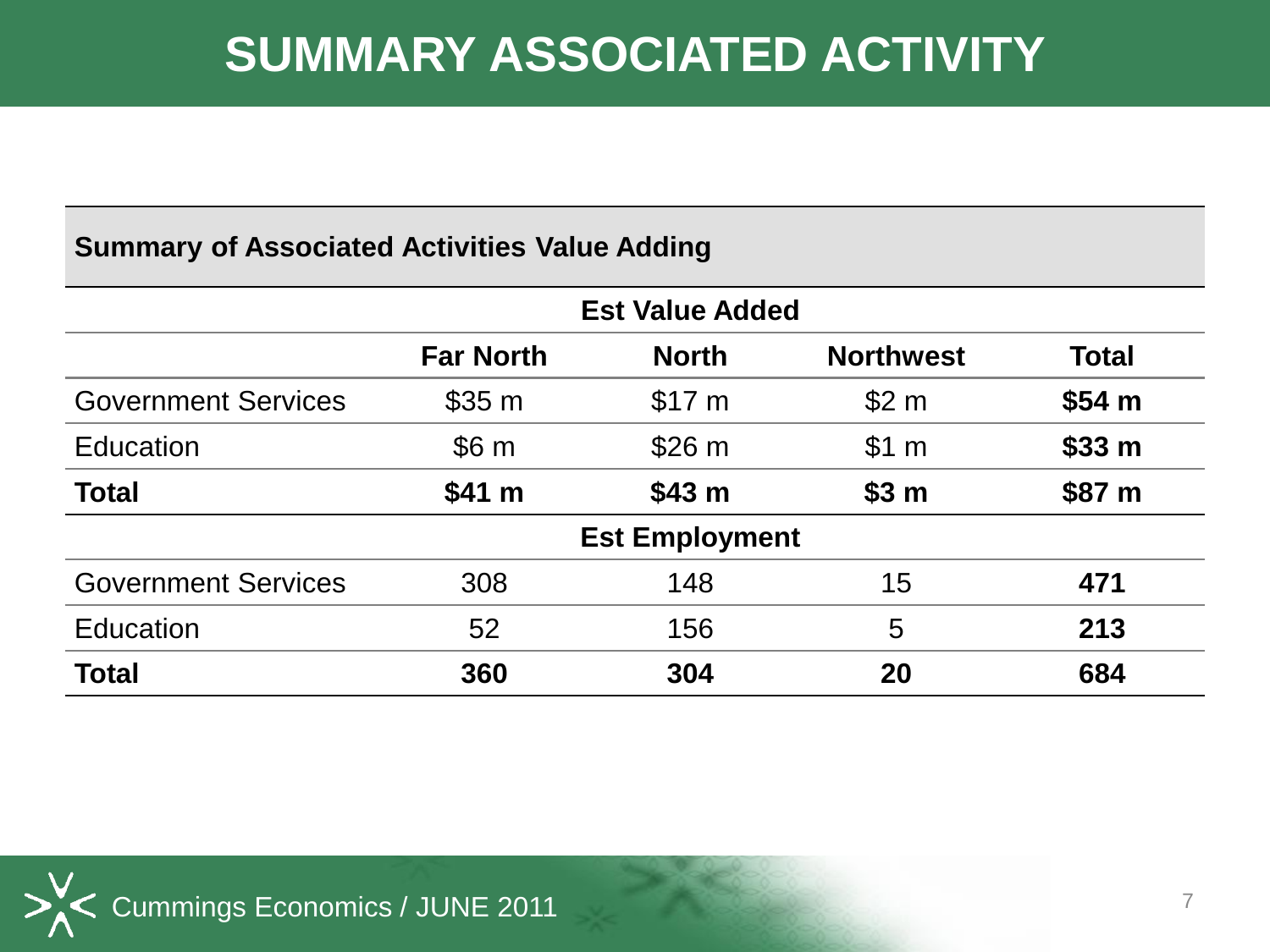# SUMMARY ASSOCIATED ACTIVITY

**Summary of Associated Activities Value Adding**

| | Est Value Added | | | |
|---|---|---|---|---|
| | **Far North** | **North** | **Northwest** | **Total** |
| Government Services | $35 m | $17 m | $2 m | **$54 m** |
| Education | $6 m | $26 m | $1 m | **$33 m** |
| **Total** | **$41 m** | **$43 m** | **$3 m** | **$87 m** |
| | **Est Employment** | | | |
| Government Services | 308 | 148 | 15 | **471** |
| Education | 52 | 156 | 5 | **213** |
| **Total** | **360** | **304** | **20** | **684** |

Cummings Economics / JUNE 2011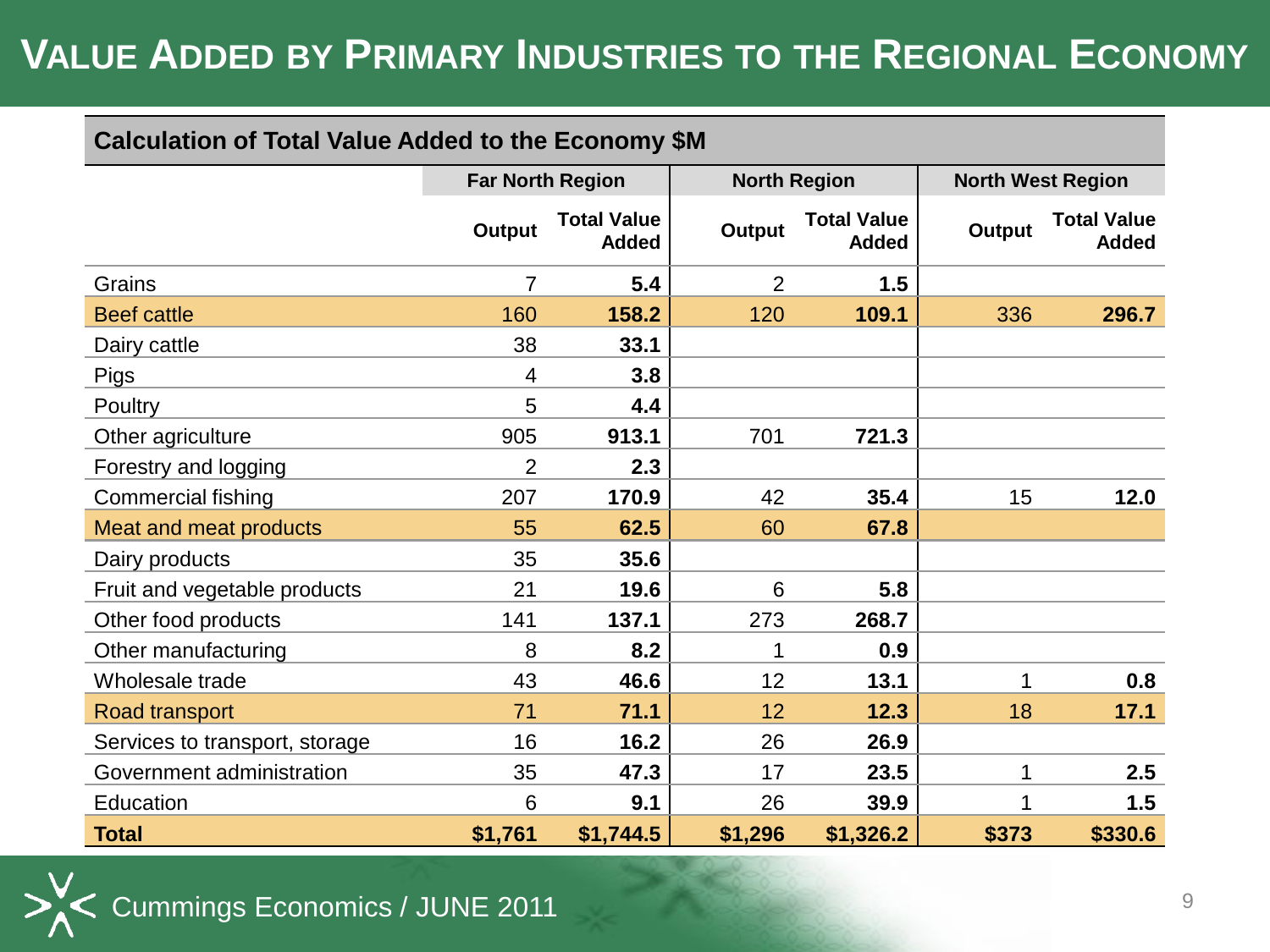# Value Added by Primary Industries to the Regional Economy

| Calculation of Total Value Added to the Economy $M | Far North Region | | North Region | | North West Region | |
|---|---|---|---|---|---|---|
| | Output | Total Value Added | Output | Total Value Added | Output | Total Value Added |
| Grains | 7 | **5.4** | 2 | **1.5** | | |
| Beef cattle | 160 | **158.2** | 120 | **109.1** | 336 | **296.7** |
| Dairy cattle | 38 | **33.1** | | | | |
| Pigs | 4 | **3.8** | | | | |
| Poultry | 5 | **4.4** | | | | |
| Other agriculture | 905 | **913.1** | 701 | **721.3** | | |
| Forestry and logging | 2 | **2.3** | | | | |
| Commercial fishing | 207 | **170.9** | 42 | **35.4** | 15 | **12.0** |
| Meat and meat products | 55 | **62.5** | 60 | **67.8** | | |
| Dairy products | 35 | **35.6** | | | | |
| Fruit and vegetable products | 21 | **19.6** | 6 | **5.8** | | |
| Other food products | 141 | **137.1** | 273 | **268.7** | | |
| Other manufacturing | 8 | **8.2** | 1 | **0.9** | | |
| Wholesale trade | 43 | **46.6** | 12 | **13.1** | 1 | **0.8** |
| Road transport | 71 | **71.1** | 12 | **12.3** | 18 | **17.1** |
| Services to transport, storage | 16 | **16.2** | 26 | **26.9** | | |
| Government administration | 35 | **47.3** | 17 | **23.5** | 1 | **2.5** |
| Education | 6 | **9.1** | 26 | **39.9** | 1 | **1.5** |
| **Total** | **$1,761** | **$1,744.5** | **$1,296** | **$1,326.2** | **$373** | **$330.6** |

Cummings Economics / JUNE 2011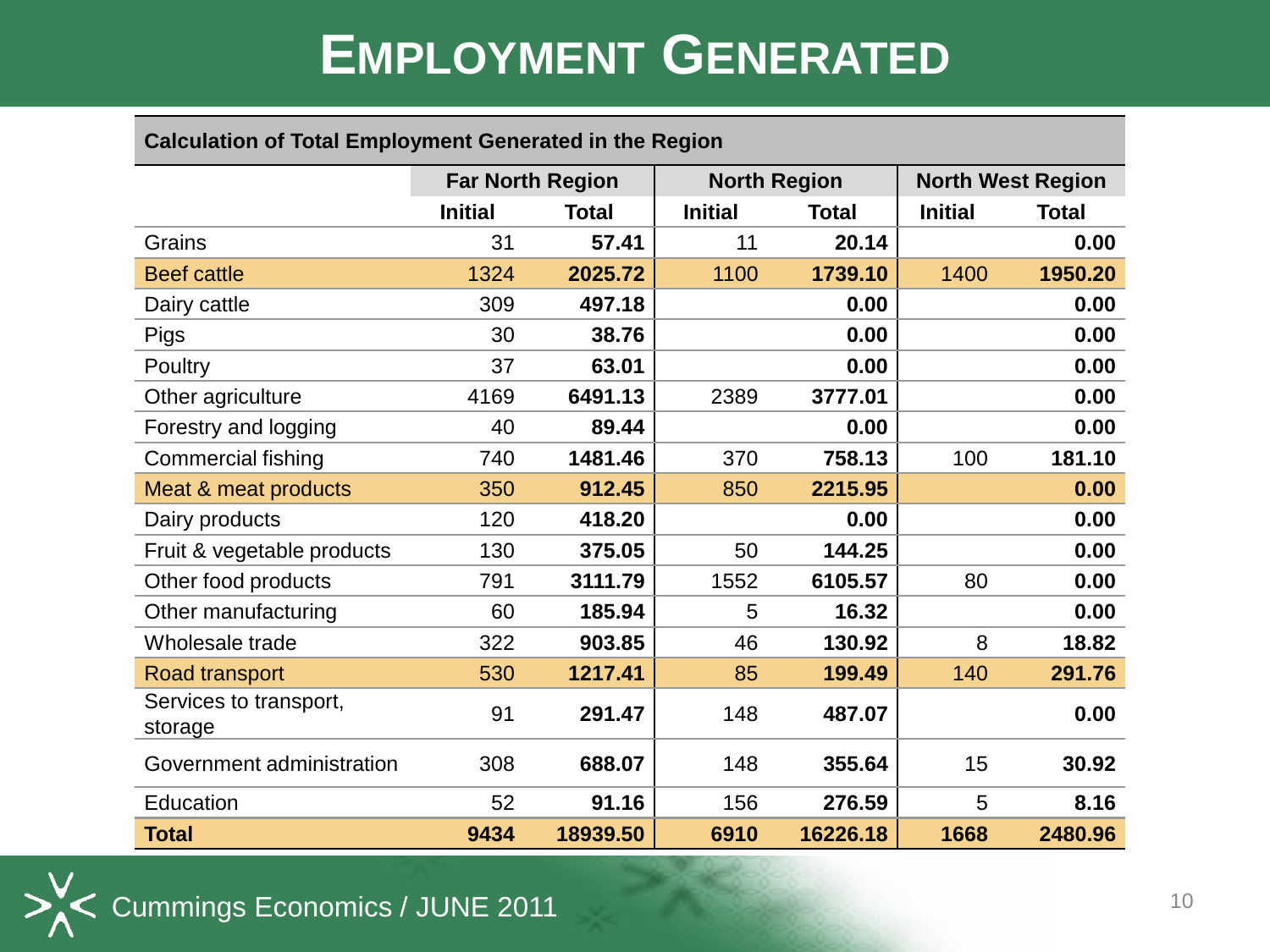# Employment Generated

| Calculation of Total Employment Generated in the Region | | | | | | |
|---|---|---|---|---|---|---|
| | Far North Region | | North Region | | North West Region | |
| | Initial | Total | Initial | Total | Initial | Total |
| Grains | 31 | **57.41** | 11 | **20.14** | | **0.00** |
| Beef cattle | 1324 | **2025.72** | 1100 | **1739.10** | 1400 | **1950.20** |
| Dairy cattle | 309 | **497.18** | | **0.00** | | **0.00** |
| Pigs | 30 | **38.76** | | **0.00** | | **0.00** |
| Poultry | 37 | **63.01** | | **0.00** | | **0.00** |
| Other agriculture | 4169 | **6491.13** | 2389 | **3777.01** | | **0.00** |
| Forestry and logging | 40 | **89.44** | | **0.00** | | **0.00** |
| Commercial fishing | 740 | **1481.46** | 370 | **758.13** | 100 | **181.10** |
| Meat & meat products | 350 | **912.45** | 850 | **2215.95** | | **0.00** |
| Dairy products | 120 | **418.20** | | **0.00** | | **0.00** |
| Fruit & vegetable products | 130 | **375.05** | 50 | **144.25** | | **0.00** |
| Other food products | 791 | **3111.79** | 1552 | **6105.57** | 80 | **0.00** |
| Other manufacturing | 60 | **185.94** | 5 | **16.32** | | **0.00** |
| Wholesale trade | 322 | **903.85** | 46 | **130.92** | 8 | **18.82** |
| Road transport | 530 | **1217.41** | 85 | **199.49** | 140 | **291.76** |
| Services to transport, storage | 91 | **291.47** | 148 | **487.07** | | **0.00** |
| Government administration | 308 | **688.07** | 148 | **355.64** | 15 | **30.92** |
| Education | 52 | **91.16** | 156 | **276.59** | 5 | **8.16** |
| **Total** | **9434** | **18939.50** | **6910** | **16226.18** | **1668** | **2480.96** |

Cummings Economics / JUNE 2011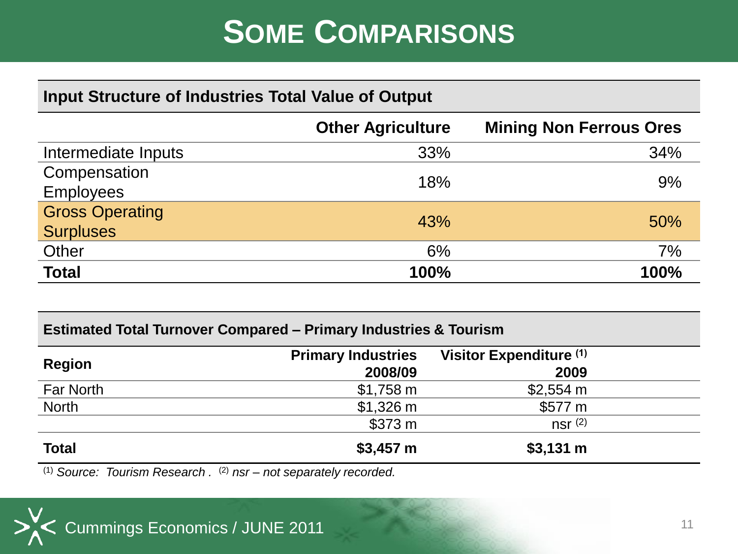# Some Comparisons

**Input Structure of Industries Total Value of Output**

| | Other Agriculture | Mining Non Ferrous Ores |
|---|---|---|
| Intermediate Inputs | 33% | 34% |
| Compensation Employees | 18% | 9% |
| Gross Operating Surpluses | 43% | 50% |
| Other | 6% | 7% |
| **Total** | **100%** | **100%** |

**Estimated Total Turnover Compared – Primary Industries & Tourism**

| Region | Primary Industries 2008/09 | Visitor Expenditure [1] 2009 |
|---|---|---|
| Far North | $1,758 m | $2,554 m |
| North | $1,326 m | $577 m |
| | $373 m | nsr [2] |
| **Total** | **$3,457 m** | **$3,131 m** |

[1] *Source: Tourism Research .* [2] *nsr – not separately recorded.*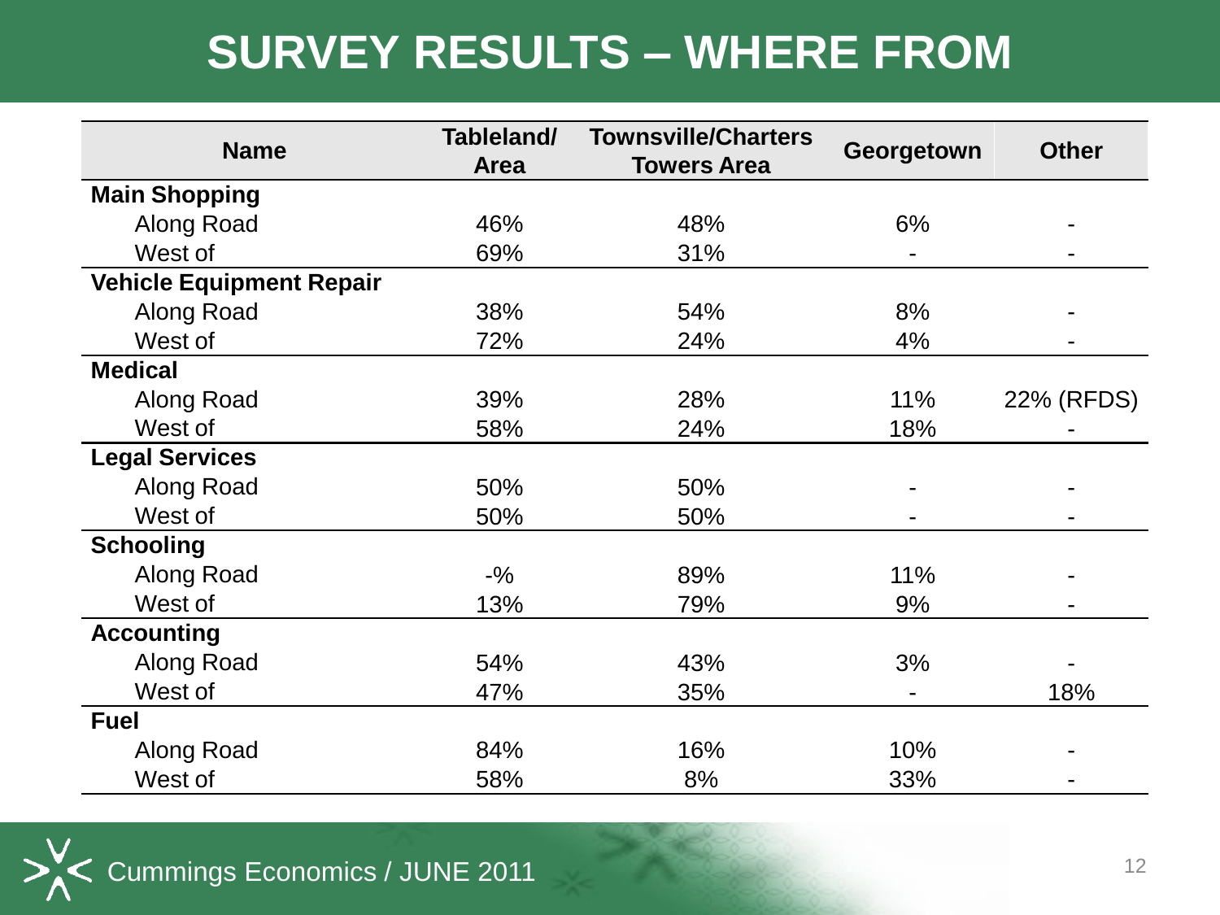# SURVEY RESULTS – WHERE FROM

| Name | Tableland/ Area | Townsville/Charters Towers Area | Georgetown | Other |
|---|---|---|---|---|
| **Main Shopping** | | | | |
| Along Road | 46% | 48% | 6% | - |
| West of | 69% | 31% | - | - |
| **Vehicle Equipment Repair** | | | | |
| Along Road | 38% | 54% | 8% | - |
| West of | 72% | 24% | 4% | - |
| **Medical** | | | | |
| Along Road | 39% | 28% | 11% | 22% (RFDS) |
| West of | 58% | 24% | 18% | - |
| **Legal Services** | | | | |
| Along Road | 50% | 50% | - | - |
| West of | 50% | 50% | - | - |
| **Schooling** | | | | |
| Along Road | -% | 89% | 11% | - |
| West of | 13% | 79% | 9% | - |
| **Accounting** | | | | |
| Along Road | 54% | 43% | 3% | - |
| West of | 47% | 35% | - | 18% |
| **Fuel** | | | | |
| Along Road | 84% | 16% | 10% | - |
| West of | 58% | 8% | 33% | - |

Cummings Economics / JUNE 2011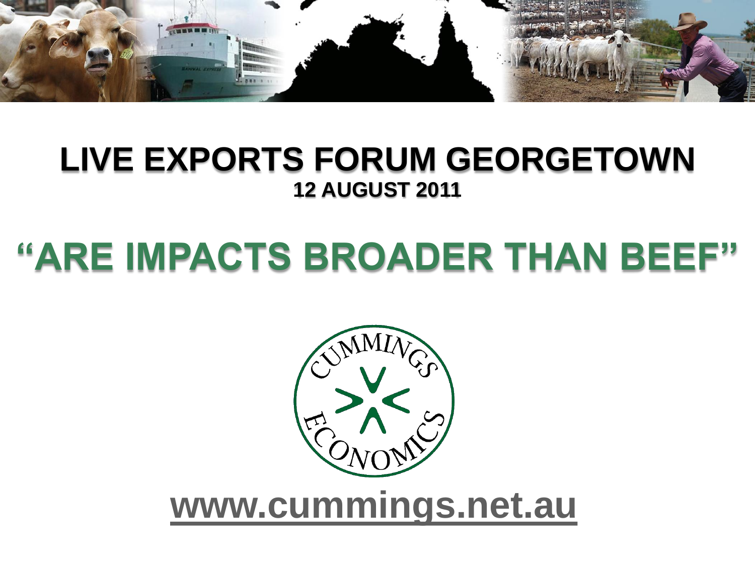# LIVE EXPORTS FORUM GEORGETOWN

**12 AUGUST 2011**

## "ARE IMPACTS BROADER THAN BEEF"

CUMMINGS ECONOMICS

www.cummings.net.au